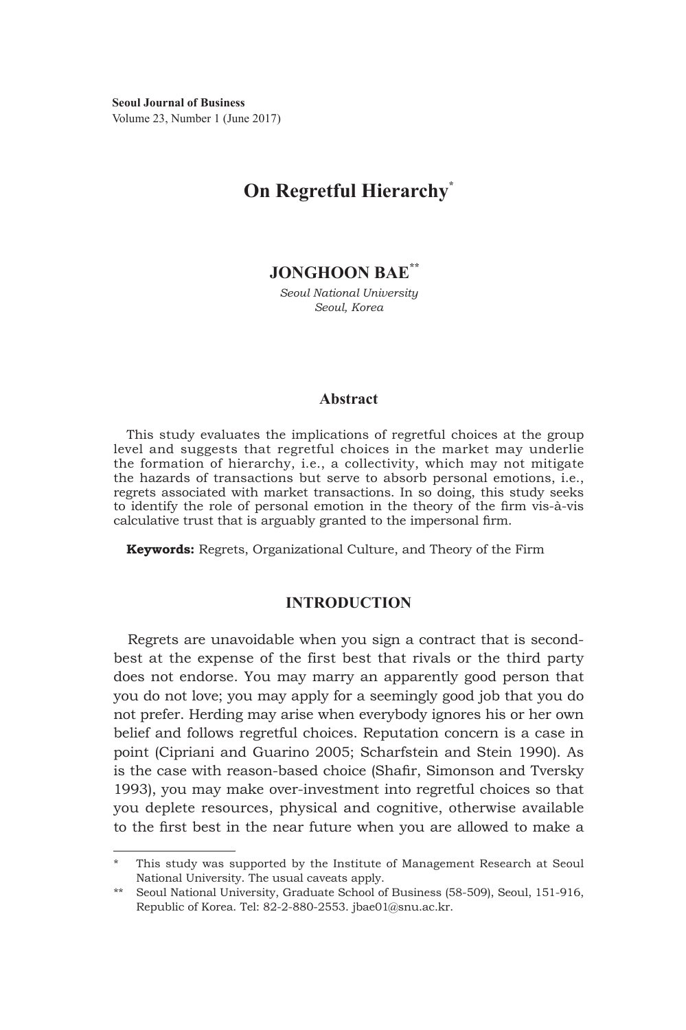**Seoul Journal of Business**
Volume 23, Number 1 (June 2017)

# On Regretful Hierarchy[*]

**JONGHOON BAE**[**]

*Seoul National University*
*Seoul, Korea*

## Abstract

This study evaluates the implications of regretful choices at the group level and suggests that regretful choices in the market may underlie the formation of hierarchy, i.e., a collectivity, which may not mitigate the hazards of transactions but serve to absorb personal emotions, i.e., regrets associated with market transactions. In so doing, this study seeks to identify the role of personal emotion in the theory of the firm vis-à-vis calculative trust that is arguably granted to the impersonal firm.

**Keywords:** Regrets, Organizational Culture, and Theory of the Firm

## INTRODUCTION

Regrets are unavoidable when you sign a contract that is second-best at the expense of the first best that rivals or the third party does not endorse. You may marry an apparently good person that you do not love; you may apply for a seemingly good job that you do not prefer. Herding may arise when everybody ignores his or her own belief and follows regretful choices. Reputation concern is a case in point (Cipriani and Guarino 2005; Scharfstein and Stein 1990). As is the case with reason-based choice (Shafir, Simonson and Tversky 1993), you may make over-investment into regretful choices so that you deplete resources, physical and cognitive, otherwise available to the first best in the near future when you are allowed to make a

---

\* This study was supported by the Institute of Management Research at Seoul National University. The usual caveats apply.

\*\* Seoul National University, Graduate School of Business (58-509), Seoul, 151-916, Republic of Korea. Tel: 82-2-880-2553. jbae01@snu.ac.kr.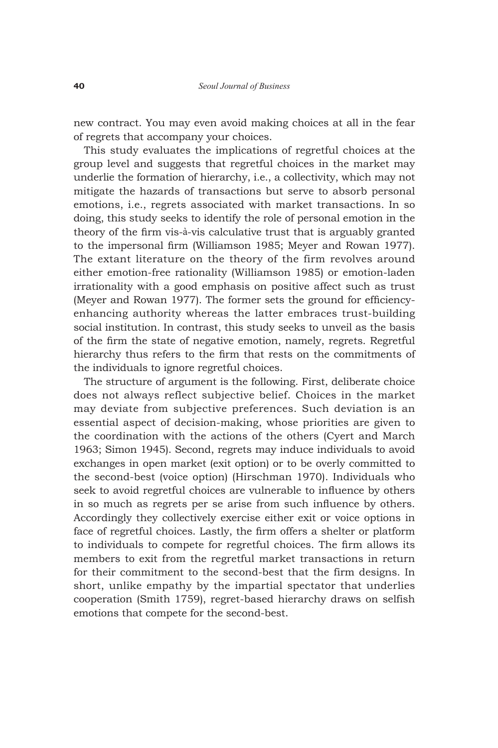new contract. You may even avoid making choices at all in the fear of regrets that accompany your choices.

This study evaluates the implications of regretful choices at the group level and suggests that regretful choices in the market may underlie the formation of hierarchy, i.e., a collectivity, which may not mitigate the hazards of transactions but serve to absorb personal emotions, i.e., regrets associated with market transactions. In so doing, this study seeks to identify the role of personal emotion in the theory of the firm vis-à-vis calculative trust that is arguably granted to the impersonal firm (Williamson 1985; Meyer and Rowan 1977). The extant literature on the theory of the firm revolves around either emotion-free rationality (Williamson 1985) or emotion-laden irrationality with a good emphasis on positive affect such as trust (Meyer and Rowan 1977). The former sets the ground for efficiency-enhancing authority whereas the latter embraces trust-building social institution. In contrast, this study seeks to unveil as the basis of the firm the state of negative emotion, namely, regrets. Regretful hierarchy thus refers to the firm that rests on the commitments of the individuals to ignore regretful choices.

The structure of argument is the following. First, deliberate choice does not always reflect subjective belief. Choices in the market may deviate from subjective preferences. Such deviation is an essential aspect of decision-making, whose priorities are given to the coordination with the actions of the others (Cyert and March 1963; Simon 1945). Second, regrets may induce individuals to avoid exchanges in open market (exit option) or to be overly committed to the second-best (voice option) (Hirschman 1970). Individuals who seek to avoid regretful choices are vulnerable to influence by others in so much as regrets per se arise from such influence by others. Accordingly they collectively exercise either exit or voice options in face of regretful choices. Lastly, the firm offers a shelter or platform to individuals to compete for regretful choices. The firm allows its members to exit from the regretful market transactions in return for their commitment to the second-best that the firm designs. In short, unlike empathy by the impartial spectator that underlies cooperation (Smith 1759), regret-based hierarchy draws on selfish emotions that compete for the second-best.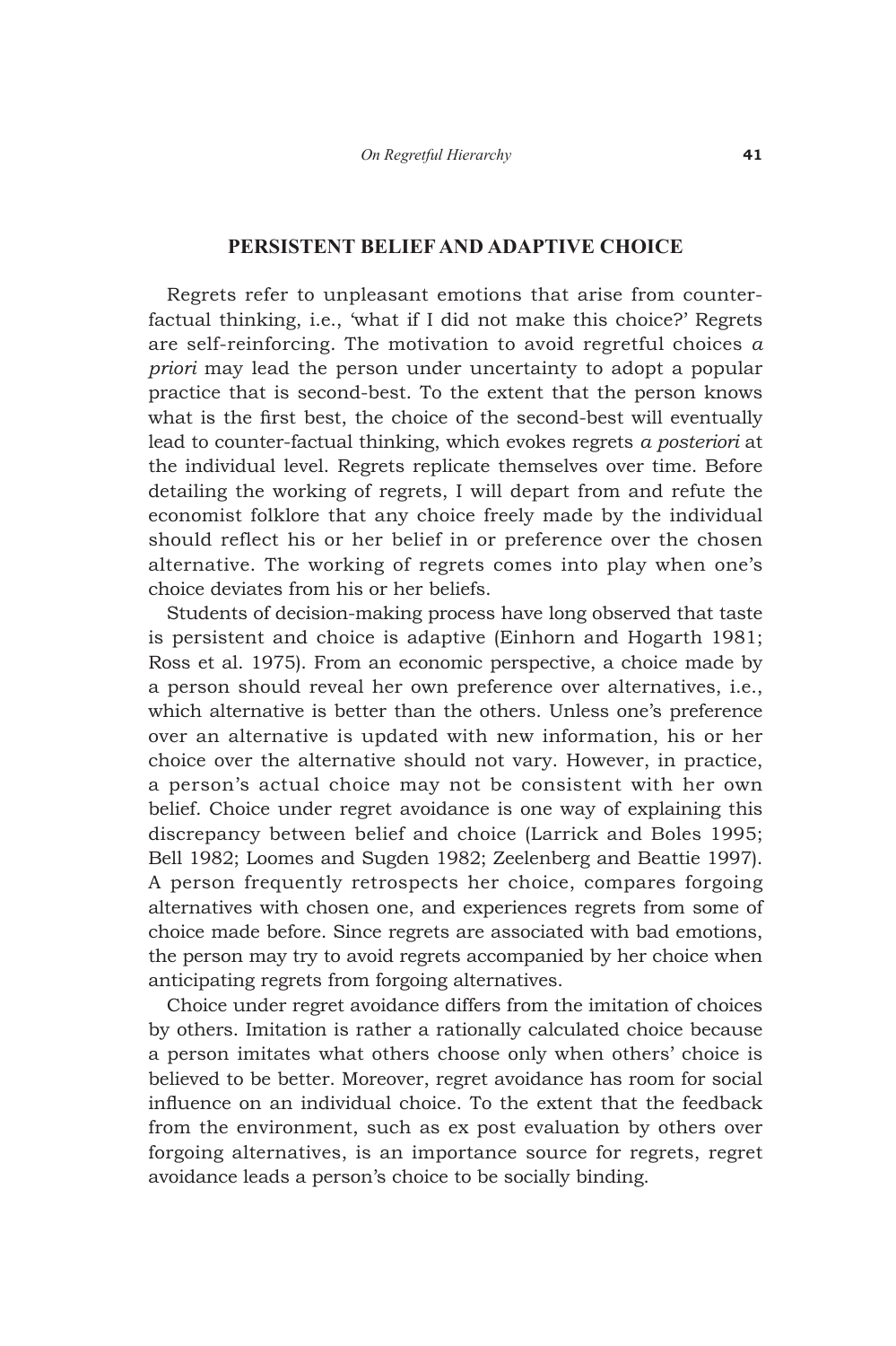## PERSISTENT BELIEF AND ADAPTIVE CHOICE

Regrets refer to unpleasant emotions that arise from counter-factual thinking, i.e., 'what if I did not make this choice?' Regrets are self-reinforcing. The motivation to avoid regretful choices *a priori* may lead the person under uncertainty to adopt a popular practice that is second-best. To the extent that the person knows what is the first best, the choice of the second-best will eventually lead to counter-factual thinking, which evokes regrets *a posteriori* at the individual level. Regrets replicate themselves over time. Before detailing the working of regrets, I will depart from and refute the economist folklore that any choice freely made by the individual should reflect his or her belief in or preference over the chosen alternative. The working of regrets comes into play when one's choice deviates from his or her beliefs.

Students of decision-making process have long observed that taste is persistent and choice is adaptive (Einhorn and Hogarth 1981; Ross et al. 1975). From an economic perspective, a choice made by a person should reveal her own preference over alternatives, i.e., which alternative is better than the others. Unless one's preference over an alternative is updated with new information, his or her choice over the alternative should not vary. However, in practice, a person's actual choice may not be consistent with her own belief. Choice under regret avoidance is one way of explaining this discrepancy between belief and choice (Larrick and Boles 1995; Bell 1982; Loomes and Sugden 1982; Zeelenberg and Beattie 1997). A person frequently retrospects her choice, compares forgoing alternatives with chosen one, and experiences regrets from some of choice made before. Since regrets are associated with bad emotions, the person may try to avoid regrets accompanied by her choice when anticipating regrets from forgoing alternatives.

Choice under regret avoidance differs from the imitation of choices by others. Imitation is rather a rationally calculated choice because a person imitates what others choose only when others' choice is believed to be better. Moreover, regret avoidance has room for social influence on an individual choice. To the extent that the feedback from the environment, such as ex post evaluation by others over forgoing alternatives, is an importance source for regrets, regret avoidance leads a person's choice to be socially binding.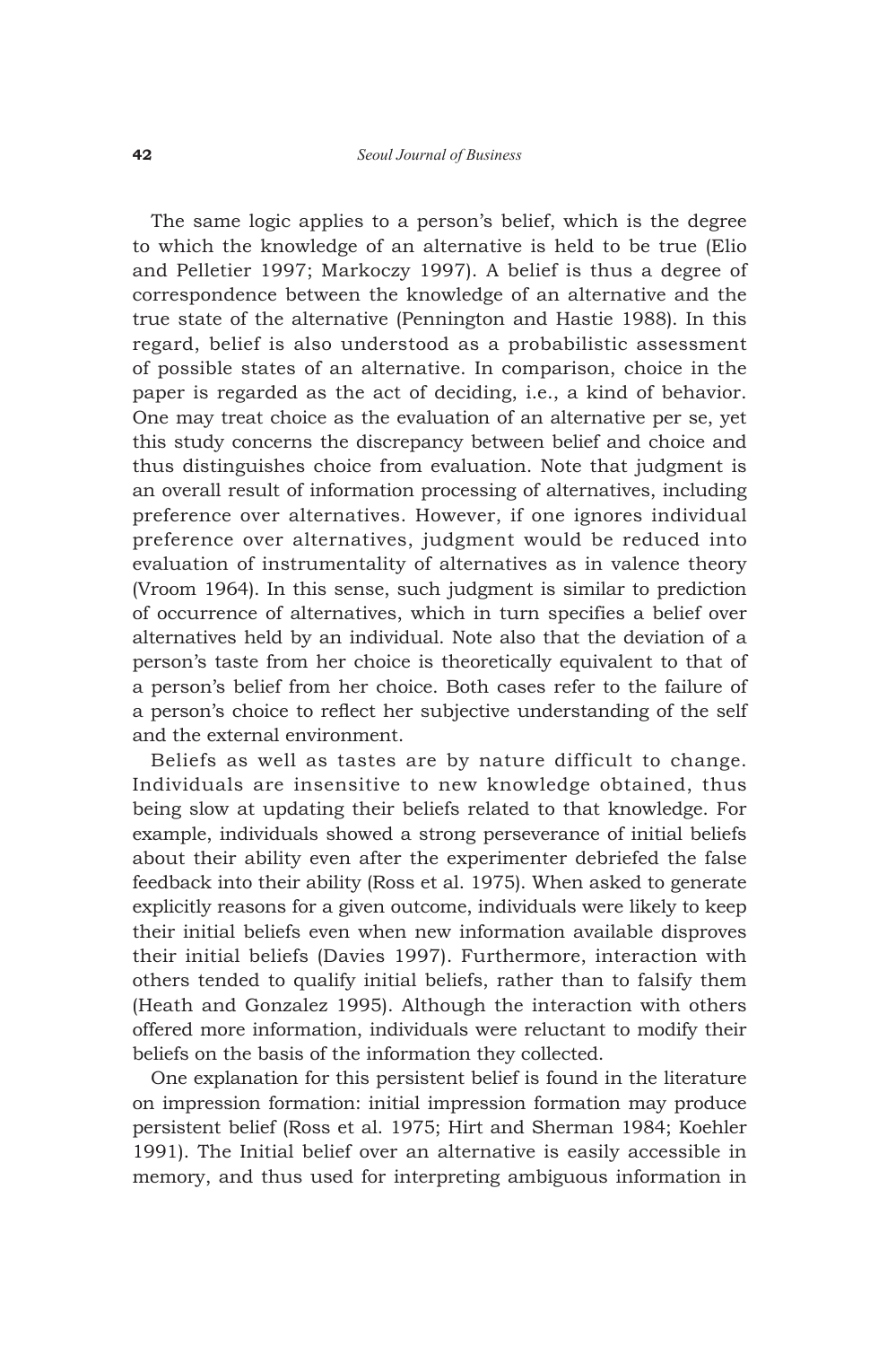The same logic applies to a person's belief, which is the degree to which the knowledge of an alternative is held to be true (Elio and Pelletier 1997; Markoczy 1997). A belief is thus a degree of correspondence between the knowledge of an alternative and the true state of the alternative (Pennington and Hastie 1988). In this regard, belief is also understood as a probabilistic assessment of possible states of an alternative. In comparison, choice in the paper is regarded as the act of deciding, i.e., a kind of behavior. One may treat choice as the evaluation of an alternative per se, yet this study concerns the discrepancy between belief and choice and thus distinguishes choice from evaluation. Note that judgment is an overall result of information processing of alternatives, including preference over alternatives. However, if one ignores individual preference over alternatives, judgment would be reduced into evaluation of instrumentality of alternatives as in valence theory (Vroom 1964). In this sense, such judgment is similar to prediction of occurrence of alternatives, which in turn specifies a belief over alternatives held by an individual. Note also that the deviation of a person's taste from her choice is theoretically equivalent to that of a person's belief from her choice. Both cases refer to the failure of a person's choice to reflect her subjective understanding of the self and the external environment.

Beliefs as well as tastes are by nature difficult to change. Individuals are insensitive to new knowledge obtained, thus being slow at updating their beliefs related to that knowledge. For example, individuals showed a strong perseverance of initial beliefs about their ability even after the experimenter debriefed the false feedback into their ability (Ross et al. 1975). When asked to generate explicitly reasons for a given outcome, individuals were likely to keep their initial beliefs even when new information available disproves their initial beliefs (Davies 1997). Furthermore, interaction with others tended to qualify initial beliefs, rather than to falsify them (Heath and Gonzalez 1995). Although the interaction with others offered more information, individuals were reluctant to modify their beliefs on the basis of the information they collected.

One explanation for this persistent belief is found in the literature on impression formation: initial impression formation may produce persistent belief (Ross et al. 1975; Hirt and Sherman 1984; Koehler 1991). The Initial belief over an alternative is easily accessible in memory, and thus used for interpreting ambiguous information in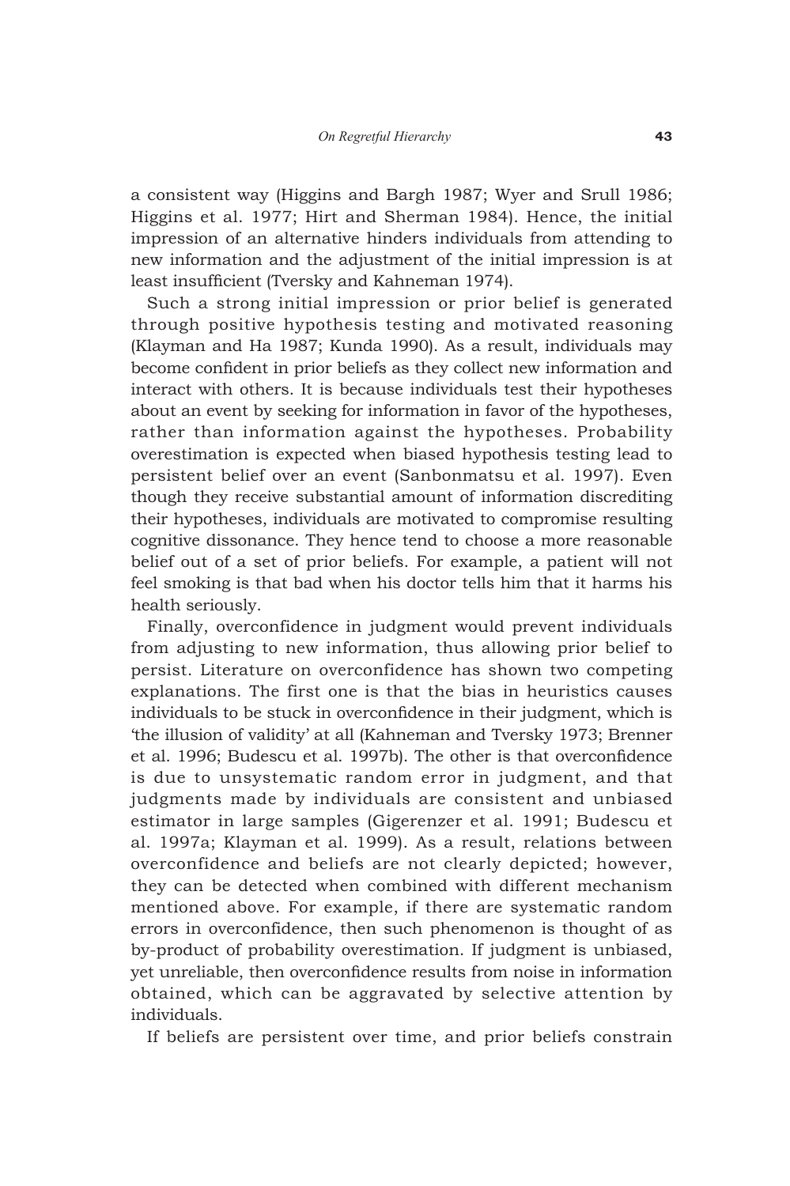a consistent way (Higgins and Bargh 1987; Wyer and Srull 1986; Higgins et al. 1977; Hirt and Sherman 1984). Hence, the initial impression of an alternative hinders individuals from attending to new information and the adjustment of the initial impression is at least insufficient (Tversky and Kahneman 1974).

Such a strong initial impression or prior belief is generated through positive hypothesis testing and motivated reasoning (Klayman and Ha 1987; Kunda 1990). As a result, individuals may become confident in prior beliefs as they collect new information and interact with others. It is because individuals test their hypotheses about an event by seeking for information in favor of the hypotheses, rather than information against the hypotheses. Probability overestimation is expected when biased hypothesis testing lead to persistent belief over an event (Sanbonmatsu et al. 1997). Even though they receive substantial amount of information discrediting their hypotheses, individuals are motivated to compromise resulting cognitive dissonance. They hence tend to choose a more reasonable belief out of a set of prior beliefs. For example, a patient will not feel smoking is that bad when his doctor tells him that it harms his health seriously.

Finally, overconfidence in judgment would prevent individuals from adjusting to new information, thus allowing prior belief to persist. Literature on overconfidence has shown two competing explanations. The first one is that the bias in heuristics causes individuals to be stuck in overconfidence in their judgment, which is 'the illusion of validity' at all (Kahneman and Tversky 1973; Brenner et al. 1996; Budescu et al. 1997b). The other is that overconfidence is due to unsystematic random error in judgment, and that judgments made by individuals are consistent and unbiased estimator in large samples (Gigerenzer et al. 1991; Budescu et al. 1997a; Klayman et al. 1999). As a result, relations between overconfidence and beliefs are not clearly depicted; however, they can be detected when combined with different mechanism mentioned above. For example, if there are systematic random errors in overconfidence, then such phenomenon is thought of as by-product of probability overestimation. If judgment is unbiased, yet unreliable, then overconfidence results from noise in information obtained, which can be aggravated by selective attention by individuals.

If beliefs are persistent over time, and prior beliefs constrain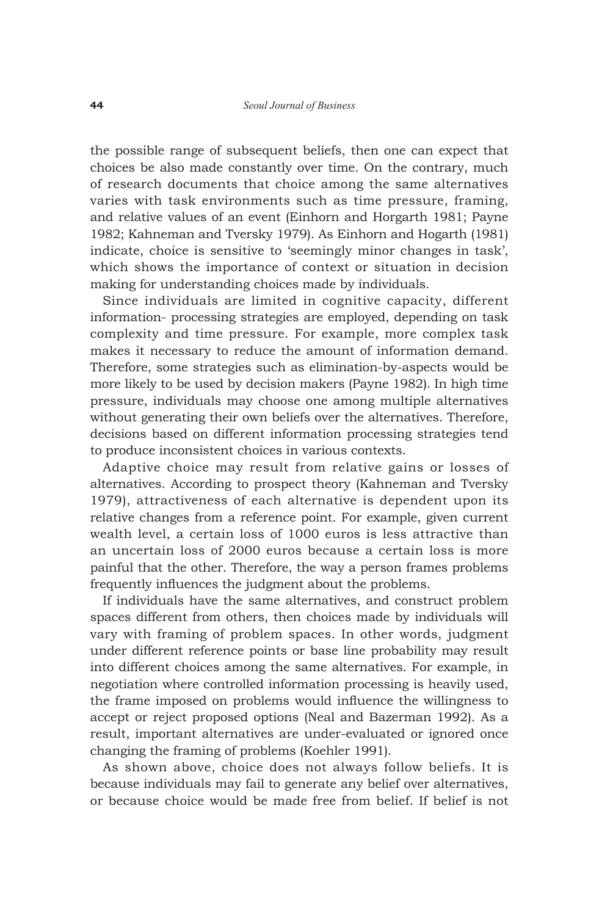the possible range of subsequent beliefs, then one can expect that choices be also made constantly over time. On the contrary, much of research documents that choice among the same alternatives varies with task environments such as time pressure, framing, and relative values of an event (Einhorn and Horgarth 1981; Payne 1982; Kahneman and Tversky 1979). As Einhorn and Hogarth (1981) indicate, choice is sensitive to 'seemingly minor changes in task', which shows the importance of context or situation in decision making for understanding choices made by individuals.

Since individuals are limited in cognitive capacity, different information- processing strategies are employed, depending on task complexity and time pressure. For example, more complex task makes it necessary to reduce the amount of information demand. Therefore, some strategies such as elimination-by-aspects would be more likely to be used by decision makers (Payne 1982). In high time pressure, individuals may choose one among multiple alternatives without generating their own beliefs over the alternatives. Therefore, decisions based on different information processing strategies tend to produce inconsistent choices in various contexts.

Adaptive choice may result from relative gains or losses of alternatives. According to prospect theory (Kahneman and Tversky 1979), attractiveness of each alternative is dependent upon its relative changes from a reference point. For example, given current wealth level, a certain loss of 1000 euros is less attractive than an uncertain loss of 2000 euros because a certain loss is more painful that the other. Therefore, the way a person frames problems frequently influences the judgment about the problems.

If individuals have the same alternatives, and construct problem spaces different from others, then choices made by individuals will vary with framing of problem spaces. In other words, judgment under different reference points or base line probability may result into different choices among the same alternatives. For example, in negotiation where controlled information processing is heavily used, the frame imposed on problems would influence the willingness to accept or reject proposed options (Neal and Bazerman 1992). As a result, important alternatives are under-evaluated or ignored once changing the framing of problems (Koehler 1991).

As shown above, choice does not always follow beliefs. It is because individuals may fail to generate any belief over alternatives, or because choice would be made free from belief. If belief is not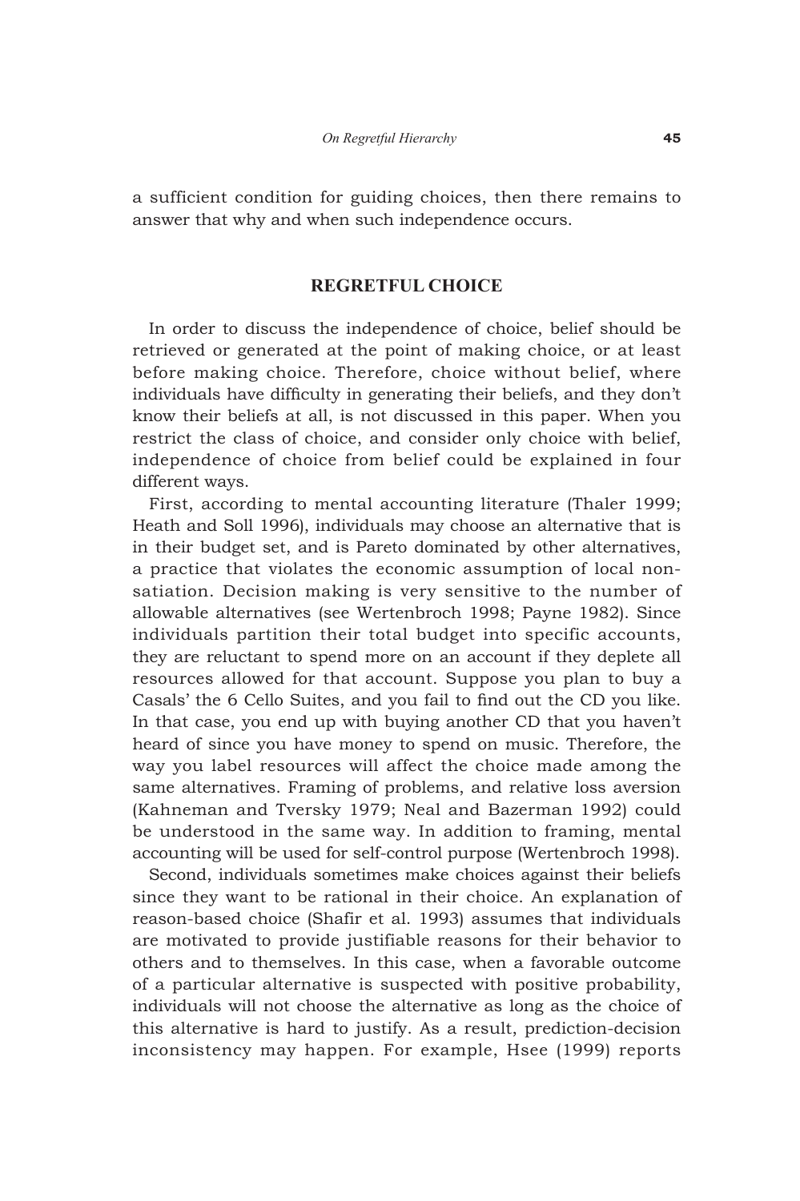a sufficient condition for guiding choices, then there remains to answer that why and when such independence occurs.

## REGRETFUL CHOICE

In order to discuss the independence of choice, belief should be retrieved or generated at the point of making choice, or at least before making choice. Therefore, choice without belief, where individuals have difficulty in generating their beliefs, and they don't know their beliefs at all, is not discussed in this paper. When you restrict the class of choice, and consider only choice with belief, independence of choice from belief could be explained in four different ways.

First, according to mental accounting literature (Thaler 1999; Heath and Soll 1996), individuals may choose an alternative that is in their budget set, and is Pareto dominated by other alternatives, a practice that violates the economic assumption of local non-satiation. Decision making is very sensitive to the number of allowable alternatives (see Wertenbroch 1998; Payne 1982). Since individuals partition their total budget into specific accounts, they are reluctant to spend more on an account if they deplete all resources allowed for that account. Suppose you plan to buy a Casals' the 6 Cello Suites, and you fail to find out the CD you like. In that case, you end up with buying another CD that you haven't heard of since you have money to spend on music. Therefore, the way you label resources will affect the choice made among the same alternatives. Framing of problems, and relative loss aversion (Kahneman and Tversky 1979; Neal and Bazerman 1992) could be understood in the same way. In addition to framing, mental accounting will be used for self-control purpose (Wertenbroch 1998).

Second, individuals sometimes make choices against their beliefs since they want to be rational in their choice. An explanation of reason-based choice (Shafir et al. 1993) assumes that individuals are motivated to provide justifiable reasons for their behavior to others and to themselves. In this case, when a favorable outcome of a particular alternative is suspected with positive probability, individuals will not choose the alternative as long as the choice of this alternative is hard to justify. As a result, prediction-decision inconsistency may happen. For example, Hsee (1999) reports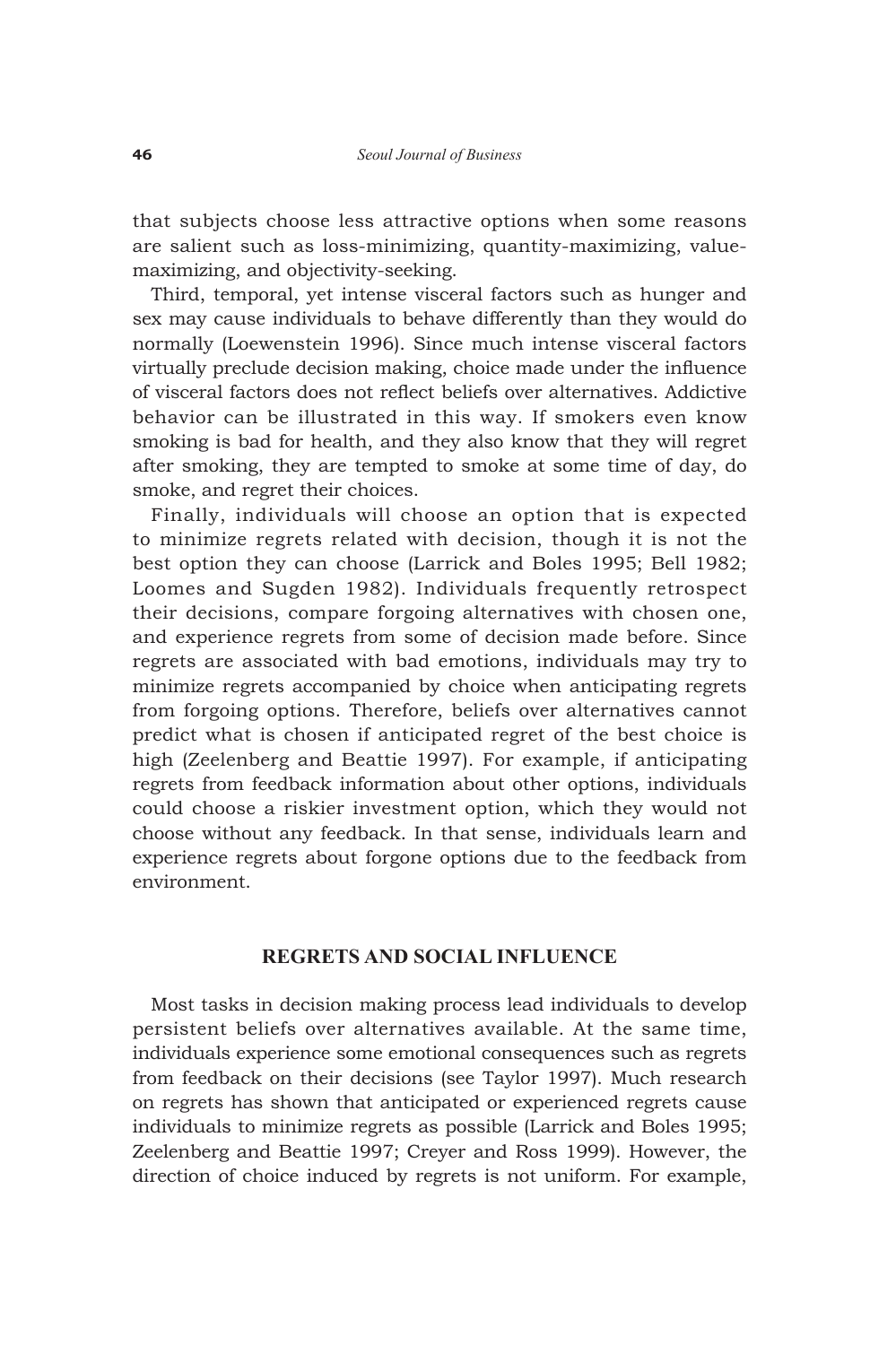that subjects choose less attractive options when some reasons are salient such as loss-minimizing, quantity-maximizing, value-maximizing, and objectivity-seeking.

Third, temporal, yet intense visceral factors such as hunger and sex may cause individuals to behave differently than they would do normally (Loewenstein 1996). Since much intense visceral factors virtually preclude decision making, choice made under the influence of visceral factors does not reflect beliefs over alternatives. Addictive behavior can be illustrated in this way. If smokers even know smoking is bad for health, and they also know that they will regret after smoking, they are tempted to smoke at some time of day, do smoke, and regret their choices.

Finally, individuals will choose an option that is expected to minimize regrets related with decision, though it is not the best option they can choose (Larrick and Boles 1995; Bell 1982; Loomes and Sugden 1982). Individuals frequently retrospect their decisions, compare forgoing alternatives with chosen one, and experience regrets from some of decision made before. Since regrets are associated with bad emotions, individuals may try to minimize regrets accompanied by choice when anticipating regrets from forgoing options. Therefore, beliefs over alternatives cannot predict what is chosen if anticipated regret of the best choice is high (Zeelenberg and Beattie 1997). For example, if anticipating regrets from feedback information about other options, individuals could choose a riskier investment option, which they would not choose without any feedback. In that sense, individuals learn and experience regrets about forgone options due to the feedback from environment.

## REGRETS AND SOCIAL INFLUENCE

Most tasks in decision making process lead individuals to develop persistent beliefs over alternatives available. At the same time, individuals experience some emotional consequences such as regrets from feedback on their decisions (see Taylor 1997). Much research on regrets has shown that anticipated or experienced regrets cause individuals to minimize regrets as possible (Larrick and Boles 1995; Zeelenberg and Beattie 1997; Creyer and Ross 1999). However, the direction of choice induced by regrets is not uniform. For example,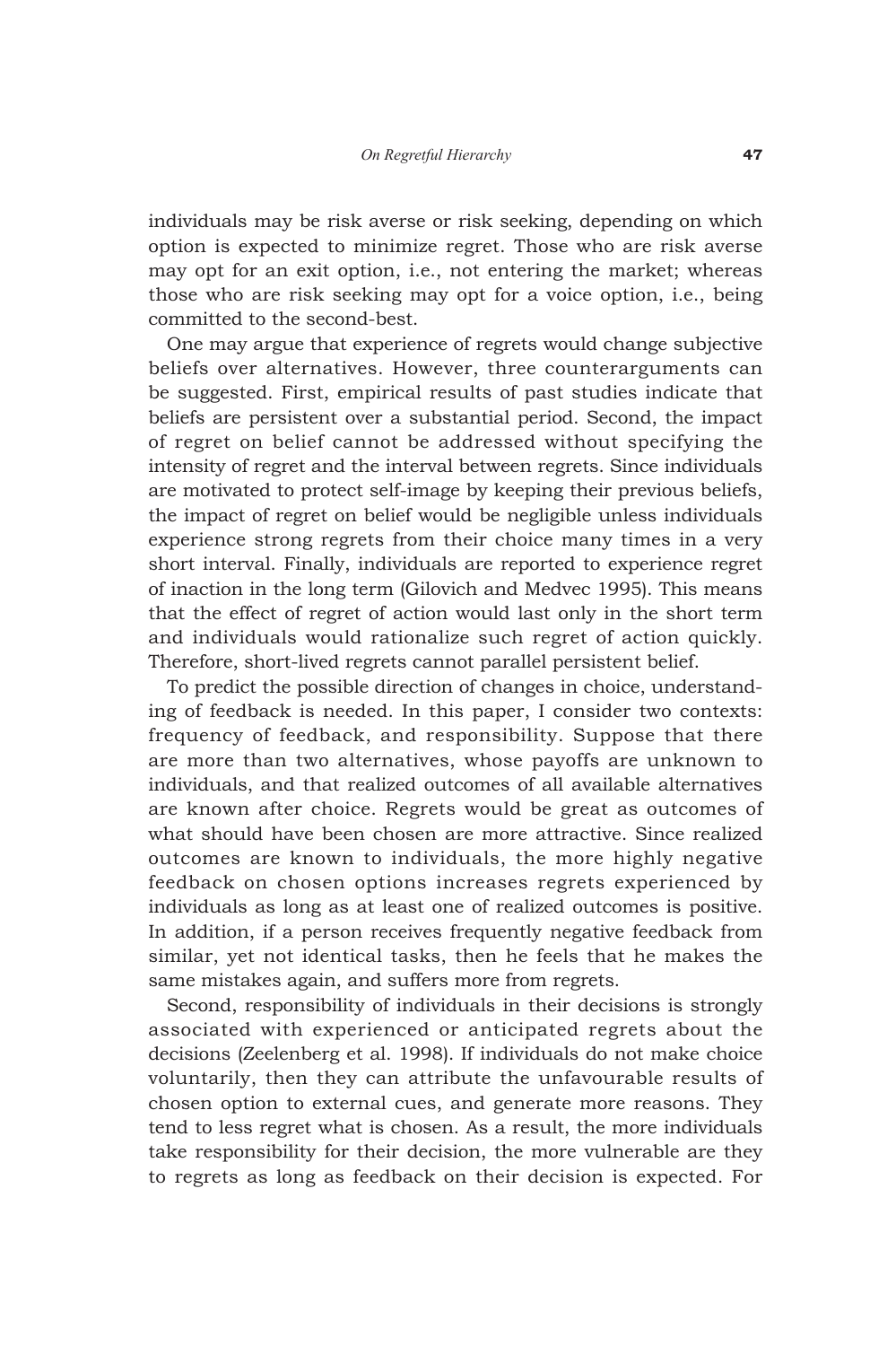individuals may be risk averse or risk seeking, depending on which option is expected to minimize regret. Those who are risk averse may opt for an exit option, i.e., not entering the market; whereas those who are risk seeking may opt for a voice option, i.e., being committed to the second-best.

One may argue that experience of regrets would change subjective beliefs over alternatives. However, three counterarguments can be suggested. First, empirical results of past studies indicate that beliefs are persistent over a substantial period. Second, the impact of regret on belief cannot be addressed without specifying the intensity of regret and the interval between regrets. Since individuals are motivated to protect self-image by keeping their previous beliefs, the impact of regret on belief would be negligible unless individuals experience strong regrets from their choice many times in a very short interval. Finally, individuals are reported to experience regret of inaction in the long term (Gilovich and Medvec 1995). This means that the effect of regret of action would last only in the short term and individuals would rationalize such regret of action quickly. Therefore, short-lived regrets cannot parallel persistent belief.

To predict the possible direction of changes in choice, understanding of feedback is needed. In this paper, I consider two contexts: frequency of feedback, and responsibility. Suppose that there are more than two alternatives, whose payoffs are unknown to individuals, and that realized outcomes of all available alternatives are known after choice. Regrets would be great as outcomes of what should have been chosen are more attractive. Since realized outcomes are known to individuals, the more highly negative feedback on chosen options increases regrets experienced by individuals as long as at least one of realized outcomes is positive. In addition, if a person receives frequently negative feedback from similar, yet not identical tasks, then he feels that he makes the same mistakes again, and suffers more from regrets.

Second, responsibility of individuals in their decisions is strongly associated with experienced or anticipated regrets about the decisions (Zeelenberg et al. 1998). If individuals do not make choice voluntarily, then they can attribute the unfavourable results of chosen option to external cues, and generate more reasons. They tend to less regret what is chosen. As a result, the more individuals take responsibility for their decision, the more vulnerable are they to regrets as long as feedback on their decision is expected. For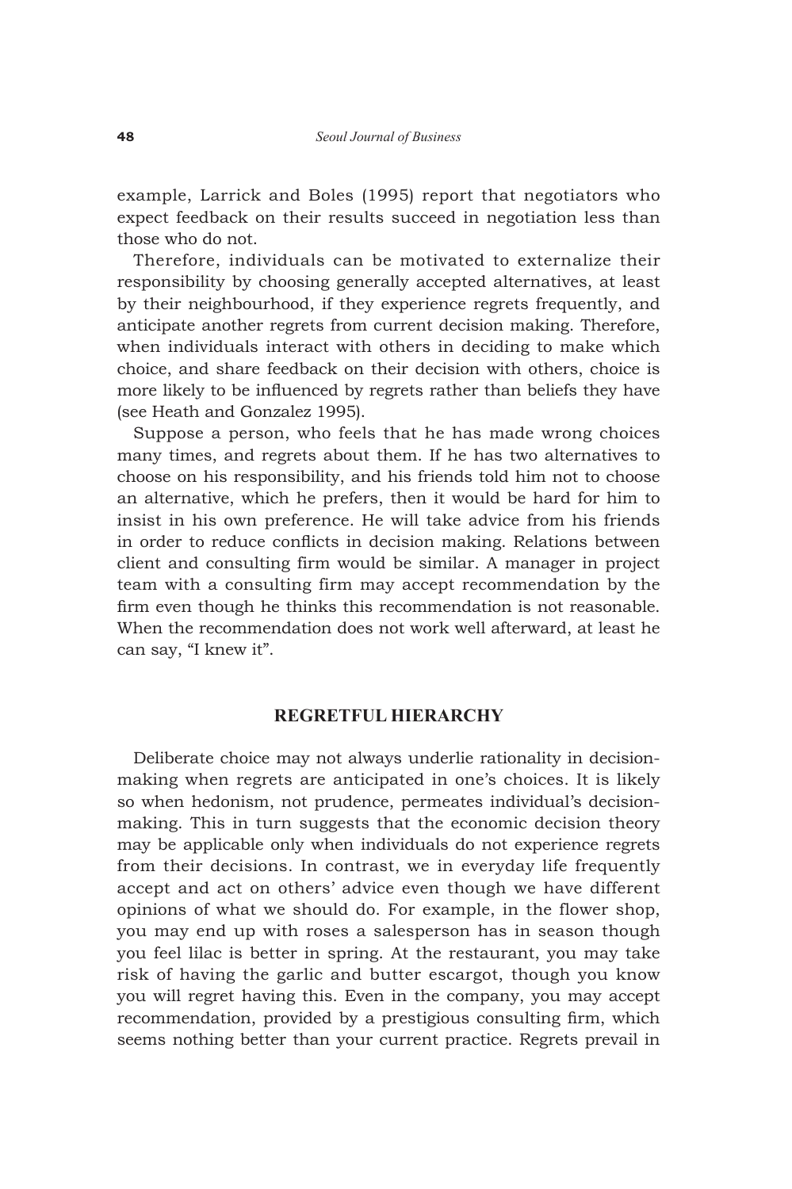example, Larrick and Boles (1995) report that negotiators who expect feedback on their results succeed in negotiation less than those who do not.

Therefore, individuals can be motivated to externalize their responsibility by choosing generally accepted alternatives, at least by their neighbourhood, if they experience regrets frequently, and anticipate another regrets from current decision making. Therefore, when individuals interact with others in deciding to make which choice, and share feedback on their decision with others, choice is more likely to be influenced by regrets rather than beliefs they have (see Heath and Gonzalez 1995).

Suppose a person, who feels that he has made wrong choices many times, and regrets about them. If he has two alternatives to choose on his responsibility, and his friends told him not to choose an alternative, which he prefers, then it would be hard for him to insist in his own preference. He will take advice from his friends in order to reduce conflicts in decision making. Relations between client and consulting firm would be similar. A manager in project team with a consulting firm may accept recommendation by the firm even though he thinks this recommendation is not reasonable. When the recommendation does not work well afterward, at least he can say, "I knew it".

## REGRETFUL HIERARCHY

Deliberate choice may not always underlie rationality in decision-making when regrets are anticipated in one's choices. It is likely so when hedonism, not prudence, permeates individual's decision-making. This in turn suggests that the economic decision theory may be applicable only when individuals do not experience regrets from their decisions. In contrast, we in everyday life frequently accept and act on others' advice even though we have different opinions of what we should do. For example, in the flower shop, you may end up with roses a salesperson has in season though you feel lilac is better in spring. At the restaurant, you may take risk of having the garlic and butter escargot, though you know you will regret having this. Even in the company, you may accept recommendation, provided by a prestigious consulting firm, which seems nothing better than your current practice. Regrets prevail in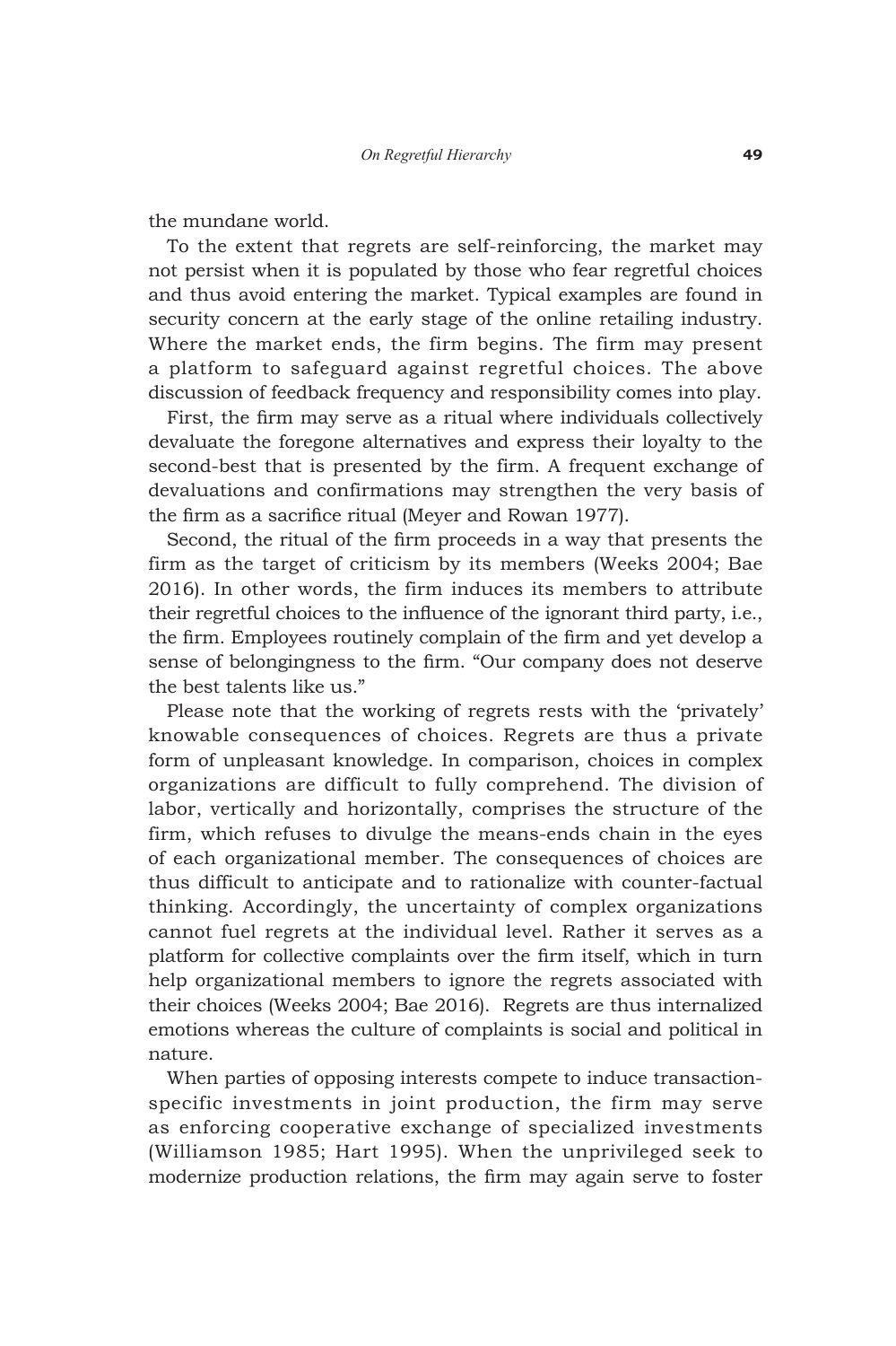the mundane world.

To the extent that regrets are self-reinforcing, the market may not persist when it is populated by those who fear regretful choices and thus avoid entering the market. Typical examples are found in security concern at the early stage of the online retailing industry. Where the market ends, the firm begins. The firm may present a platform to safeguard against regretful choices. The above discussion of feedback frequency and responsibility comes into play.

First, the firm may serve as a ritual where individuals collectively devaluate the foregone alternatives and express their loyalty to the second-best that is presented by the firm. A frequent exchange of devaluations and confirmations may strengthen the very basis of the firm as a sacrifice ritual (Meyer and Rowan 1977).

Second, the ritual of the firm proceeds in a way that presents the firm as the target of criticism by its members (Weeks 2004; Bae 2016). In other words, the firm induces its members to attribute their regretful choices to the influence of the ignorant third party, i.e., the firm. Employees routinely complain of the firm and yet develop a sense of belongingness to the firm. "Our company does not deserve the best talents like us."

Please note that the working of regrets rests with the 'privately' knowable consequences of choices. Regrets are thus a private form of unpleasant knowledge. In comparison, choices in complex organizations are difficult to fully comprehend. The division of labor, vertically and horizontally, comprises the structure of the firm, which refuses to divulge the means-ends chain in the eyes of each organizational member. The consequences of choices are thus difficult to anticipate and to rationalize with counter-factual thinking. Accordingly, the uncertainty of complex organizations cannot fuel regrets at the individual level. Rather it serves as a platform for collective complaints over the firm itself, which in turn help organizational members to ignore the regrets associated with their choices (Weeks 2004; Bae 2016). Regrets are thus internalized emotions whereas the culture of complaints is social and political in nature.

When parties of opposing interests compete to induce transaction-specific investments in joint production, the firm may serve as enforcing cooperative exchange of specialized investments (Williamson 1985; Hart 1995). When the unprivileged seek to modernize production relations, the firm may again serve to foster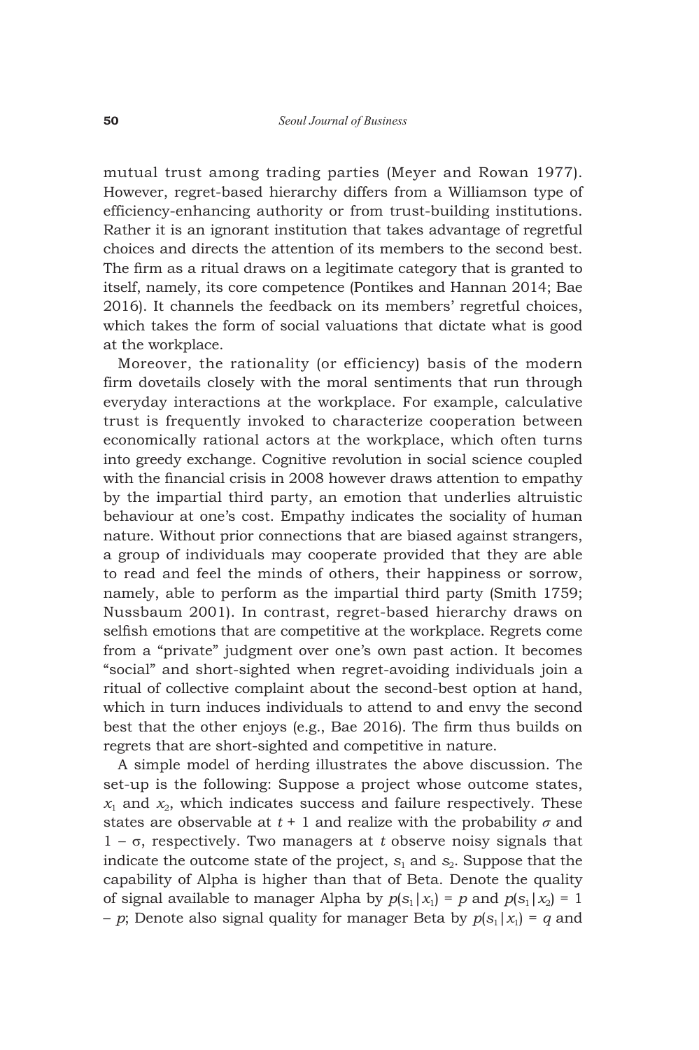mutual trust among trading parties (Meyer and Rowan 1977). However, regret-based hierarchy differs from a Williamson type of efficiency-enhancing authority or from trust-building institutions. Rather it is an ignorant institution that takes advantage of regretful choices and directs the attention of its members to the second best. The firm as a ritual draws on a legitimate category that is granted to itself, namely, its core competence (Pontikes and Hannan 2014; Bae 2016). It channels the feedback on its members' regretful choices, which takes the form of social valuations that dictate what is good at the workplace.

Moreover, the rationality (or efficiency) basis of the modern firm dovetails closely with the moral sentiments that run through everyday interactions at the workplace. For example, calculative trust is frequently invoked to characterize cooperation between economically rational actors at the workplace, which often turns into greedy exchange. Cognitive revolution in social science coupled with the financial crisis in 2008 however draws attention to empathy by the impartial third party, an emotion that underlies altruistic behaviour at one's cost. Empathy indicates the sociality of human nature. Without prior connections that are biased against strangers, a group of individuals may cooperate provided that they are able to read and feel the minds of others, their happiness or sorrow, namely, able to perform as the impartial third party (Smith 1759; Nussbaum 2001). In contrast, regret-based hierarchy draws on selfish emotions that are competitive at the workplace. Regrets come from a "private" judgment over one's own past action. It becomes "social" and short-sighted when regret-avoiding individuals join a ritual of collective complaint about the second-best option at hand, which in turn induces individuals to attend to and envy the second best that the other enjoys (e.g., Bae 2016). The firm thus builds on regrets that are short-sighted and competitive in nature.

A simple model of herding illustrates the above discussion. The set-up is the following: Suppose a project whose outcome states, $x_1$ and $x_2$, which indicates success and failure respectively. These states are observable at $t + 1$ and realize with the probability $\sigma$ and $1 - \sigma$, respectively. Two managers at $t$ observe noisy signals that indicate the outcome state of the project, $s_1$ and $s_2$. Suppose that the capability of Alpha is higher than that of Beta. Denote the quality of signal available to manager Alpha by $p(s_1|x_1) = p$ and $p(s_1|x_2) = 1 - p$; Denote also signal quality for manager Beta by $p(s_1|x_1) = q$ and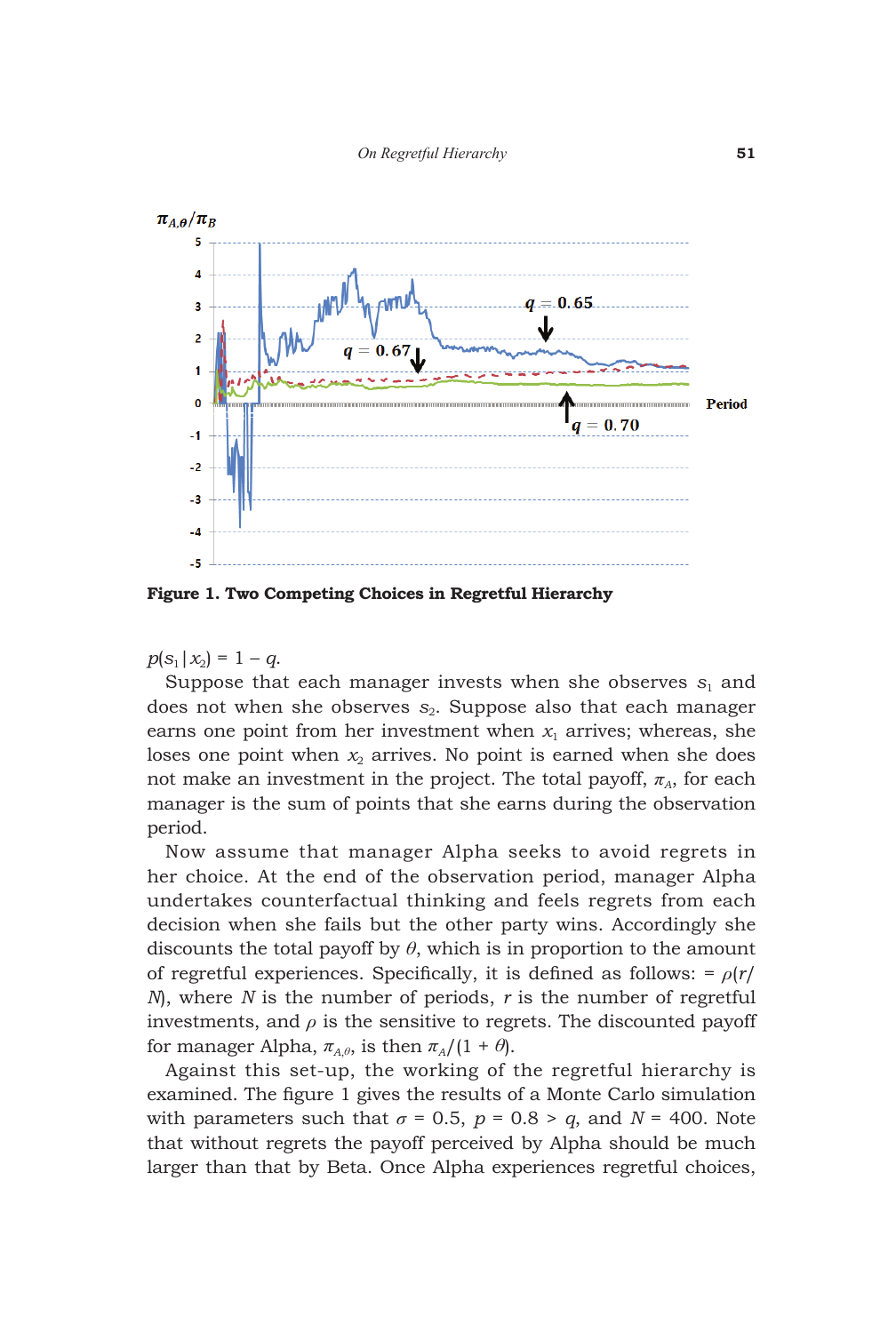**Figure 1. Two Competing Choices in Regretful Hierarchy**

$p(s_1 | x_2) = 1 - q$.

Suppose that each manager invests when she observes $s_1$ and does not when she observes $s_2$. Suppose also that each manager earns one point from her investment when $x_1$ arrives; whereas, she loses one point when $x_2$ arrives. No point is earned when she does not make an investment in the project. The total payoff, $\pi_A$, for each manager is the sum of points that she earns during the observation period.

Now assume that manager Alpha seeks to avoid regrets in her choice. At the end of the observation period, manager Alpha undertakes counterfactual thinking and feels regrets from each decision when she fails but the other party wins. Accordingly she discounts the total payoff by $\theta$, which is in proportion to the amount of regretful experiences. Specifically, it is defined as follows: $= \rho(r/N)$, where $N$ is the number of periods, $r$ is the number of regretful investments, and $\rho$ is the sensitive to regrets. The discounted payoff for manager Alpha, $\pi_{A,\theta}$, is then $\pi_A/(1 + \theta)$.

Against this set-up, the working of the regretful hierarchy is examined. The figure 1 gives the results of a Monte Carlo simulation with parameters such that $\sigma = 0.5$, $p = 0.8 > q$, and $N = 400$. Note that without regrets the payoff perceived by Alpha should be much larger than that by Beta. Once Alpha experiences regretful choices,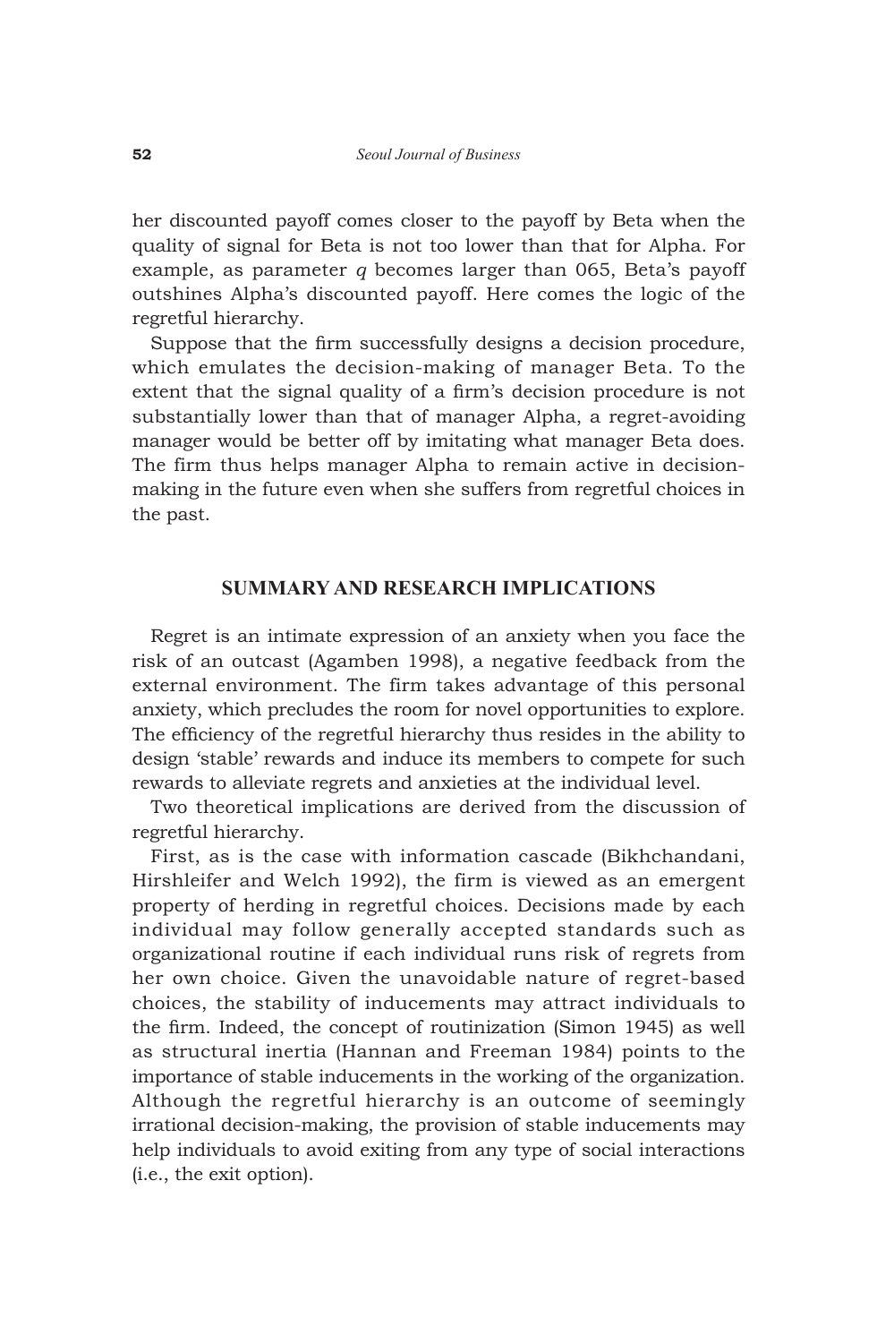her discounted payoff comes closer to the payoff by Beta when the quality of signal for Beta is not too lower than that for Alpha. For example, as parameter $q$ becomes larger than 065, Beta's payoff outshines Alpha's discounted payoff. Here comes the logic of the regretful hierarchy.

Suppose that the firm successfully designs a decision procedure, which emulates the decision-making of manager Beta. To the extent that the signal quality of a firm's decision procedure is not substantially lower than that of manager Alpha, a regret-avoiding manager would be better off by imitating what manager Beta does. The firm thus helps manager Alpha to remain active in decision-making in the future even when she suffers from regretful choices in the past.

## SUMMARY AND RESEARCH IMPLICATIONS

Regret is an intimate expression of an anxiety when you face the risk of an outcast (Agamben 1998), a negative feedback from the external environment. The firm takes advantage of this personal anxiety, which precludes the room for novel opportunities to explore. The efficiency of the regretful hierarchy thus resides in the ability to design 'stable' rewards and induce its members to compete for such rewards to alleviate regrets and anxieties at the individual level.

Two theoretical implications are derived from the discussion of regretful hierarchy.

First, as is the case with information cascade (Bikhchandani, Hirshleifer and Welch 1992), the firm is viewed as an emergent property of herding in regretful choices. Decisions made by each individual may follow generally accepted standards such as organizational routine if each individual runs risk of regrets from her own choice. Given the unavoidable nature of regret-based choices, the stability of inducements may attract individuals to the firm. Indeed, the concept of routinization (Simon 1945) as well as structural inertia (Hannan and Freeman 1984) points to the importance of stable inducements in the working of the organization. Although the regretful hierarchy is an outcome of seemingly irrational decision-making, the provision of stable inducements may help individuals to avoid exiting from any type of social interactions (i.e., the exit option).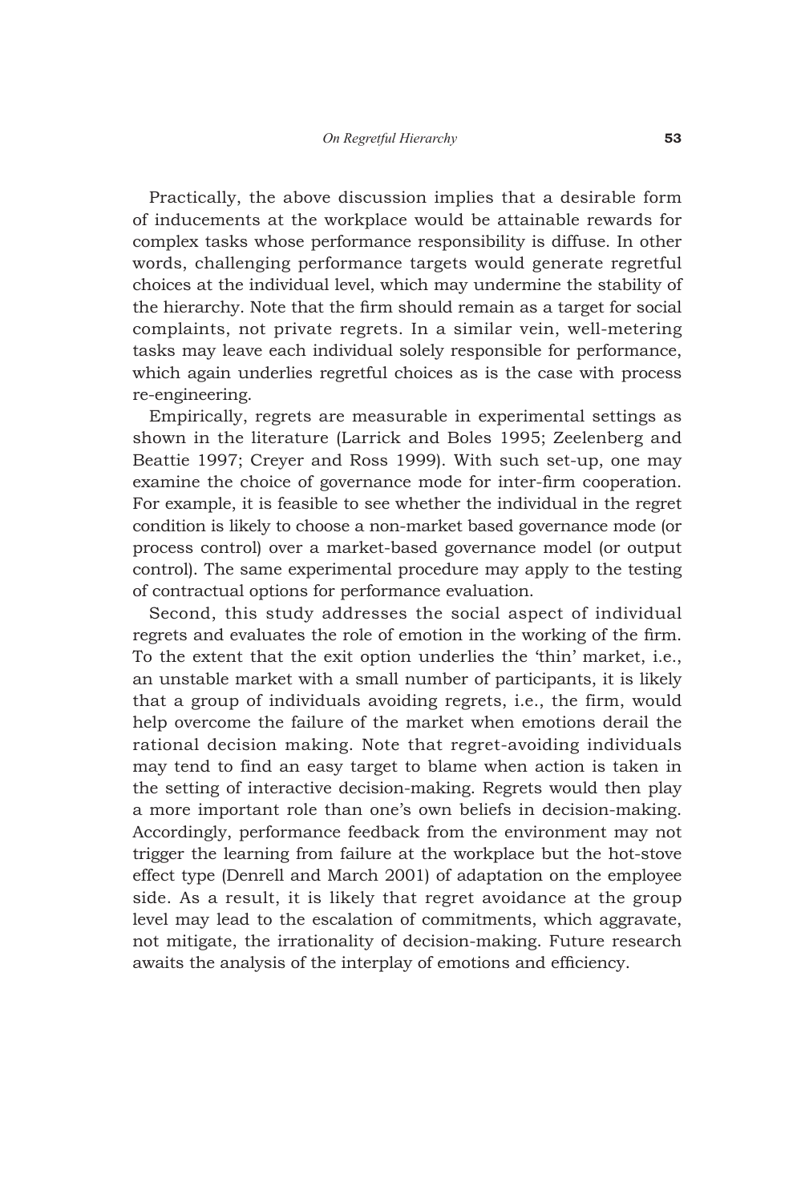Practically, the above discussion implies that a desirable form of inducements at the workplace would be attainable rewards for complex tasks whose performance responsibility is diffuse. In other words, challenging performance targets would generate regretful choices at the individual level, which may undermine the stability of the hierarchy. Note that the firm should remain as a target for social complaints, not private regrets. In a similar vein, well-metering tasks may leave each individual solely responsible for performance, which again underlies regretful choices as is the case with process re-engineering.

Empirically, regrets are measurable in experimental settings as shown in the literature (Larrick and Boles 1995; Zeelenberg and Beattie 1997; Creyer and Ross 1999). With such set-up, one may examine the choice of governance mode for inter-firm cooperation. For example, it is feasible to see whether the individual in the regret condition is likely to choose a non-market based governance mode (or process control) over a market-based governance model (or output control). The same experimental procedure may apply to the testing of contractual options for performance evaluation.

Second, this study addresses the social aspect of individual regrets and evaluates the role of emotion in the working of the firm. To the extent that the exit option underlies the 'thin' market, i.e., an unstable market with a small number of participants, it is likely that a group of individuals avoiding regrets, i.e., the firm, would help overcome the failure of the market when emotions derail the rational decision making. Note that regret-avoiding individuals may tend to find an easy target to blame when action is taken in the setting of interactive decision-making. Regrets would then play a more important role than one's own beliefs in decision-making. Accordingly, performance feedback from the environment may not trigger the learning from failure at the workplace but the hot-stove effect type (Denrell and March 2001) of adaptation on the employee side. As a result, it is likely that regret avoidance at the group level may lead to the escalation of commitments, which aggravate, not mitigate, the irrationality of decision-making. Future research awaits the analysis of the interplay of emotions and efficiency.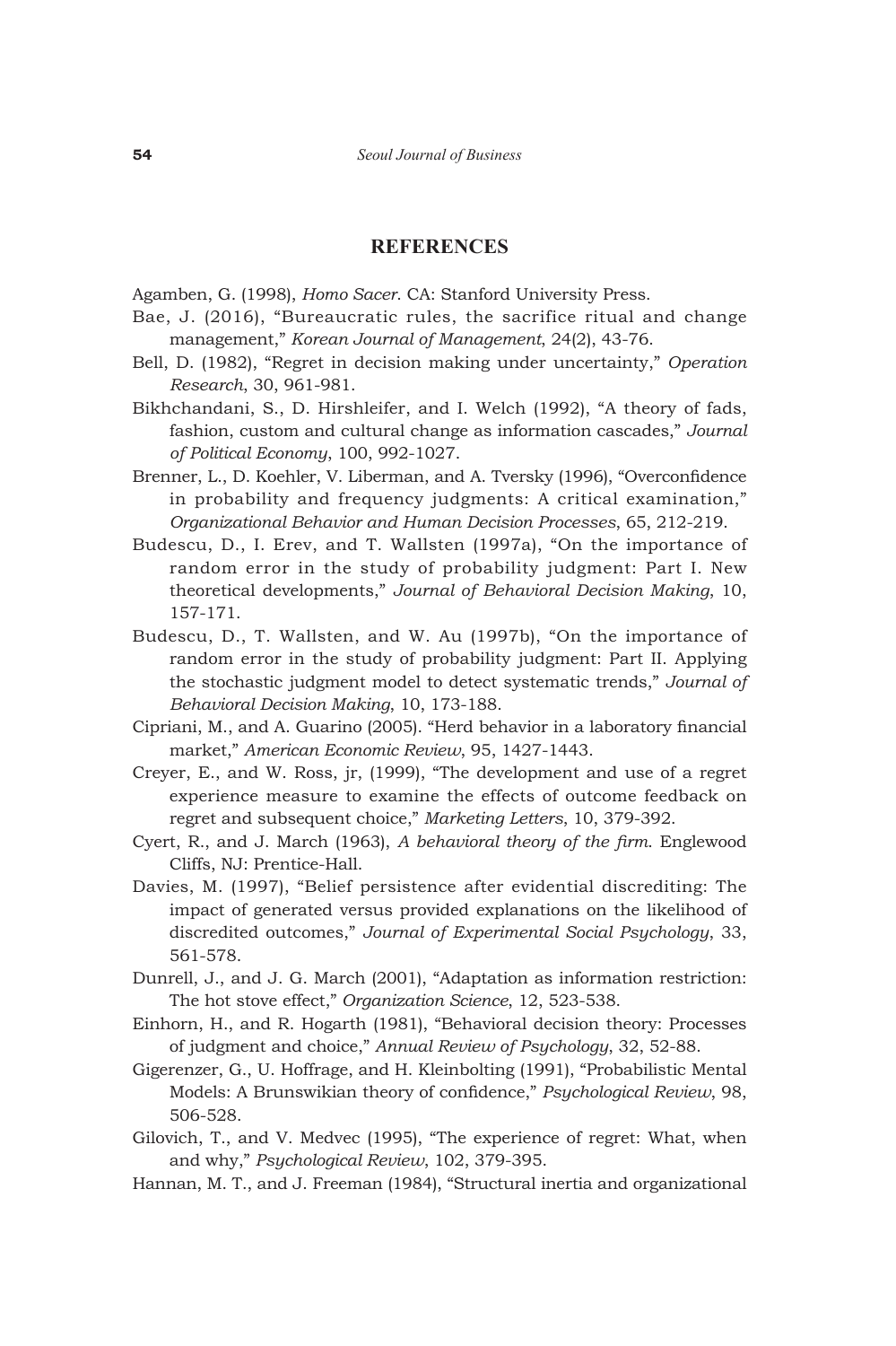## REFERENCES

Agamben, G. (1998), *Homo Sacer*. CA: Stanford University Press.

Bae, J. (2016), "Bureaucratic rules, the sacrifice ritual and change management," *Korean Journal of Management*, 24(2), 43-76.

Bell, D. (1982), "Regret in decision making under uncertainty," *Operation Research*, 30, 961-981.

Bikhchandani, S., D. Hirshleifer, and I. Welch (1992), "A theory of fads, fashion, custom and cultural change as information cascades," *Journal of Political Economy*, 100, 992-1027.

Brenner, L., D. Koehler, V. Liberman, and A. Tversky (1996), "Overconfidence in probability and frequency judgments: A critical examination," *Organizational Behavior and Human Decision Processes*, 65, 212-219.

Budescu, D., I. Erev, and T. Wallsten (1997a), "On the importance of random error in the study of probability judgment: Part I. New theoretical developments," *Journal of Behavioral Decision Making*, 10, 157-171.

Budescu, D., T. Wallsten, and W. Au (1997b), "On the importance of random error in the study of probability judgment: Part II. Applying the stochastic judgment model to detect systematic trends," *Journal of Behavioral Decision Making*, 10, 173-188.

Cipriani, M., and A. Guarino (2005). "Herd behavior in a laboratory financial market," *American Economic Review*, 95, 1427-1443.

Creyer, E., and W. Ross, jr, (1999), "The development and use of a regret experience measure to examine the effects of outcome feedback on regret and subsequent choice," *Marketing Letters*, 10, 379-392.

Cyert, R., and J. March (1963), *A behavioral theory of the firm*. Englewood Cliffs, NJ: Prentice-Hall.

Davies, M. (1997), "Belief persistence after evidential discrediting: The impact of generated versus provided explanations on the likelihood of discredited outcomes," *Journal of Experimental Social Psychology*, 33, 561-578.

Dunrell, J., and J. G. March (2001), "Adaptation as information restriction: The hot stove effect," *Organization Science*, 12, 523-538.

Einhorn, H., and R. Hogarth (1981), "Behavioral decision theory: Processes of judgment and choice," *Annual Review of Psychology*, 32, 52-88.

Gigerenzer, G., U. Hoffrage, and H. Kleinbolting (1991), "Probabilistic Mental Models: A Brunswikian theory of confidence," *Psychological Review*, 98, 506-528.

Gilovich, T., and V. Medvec (1995), "The experience of regret: What, when and why," *Psychological Review*, 102, 379-395.

Hannan, M. T., and J. Freeman (1984), "Structural inertia and organizational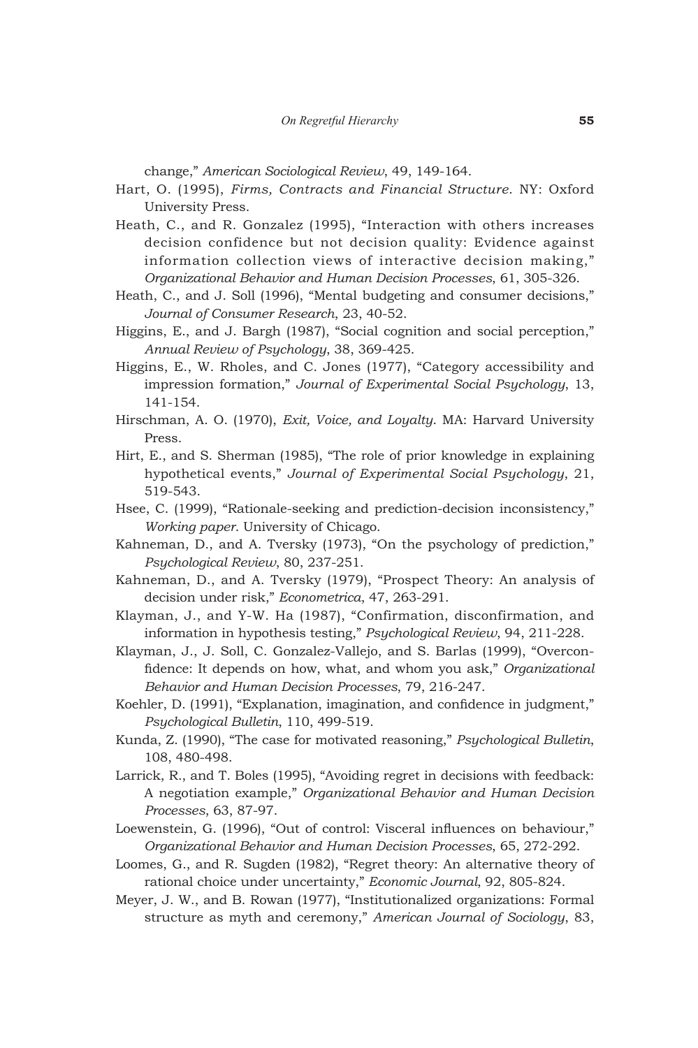change," *American Sociological Review*, 49, 149-164.

Hart, O. (1995), *Firms, Contracts and Financial Structure*. NY: Oxford University Press.

Heath, C., and R. Gonzalez (1995), "Interaction with others increases decision confidence but not decision quality: Evidence against information collection views of interactive decision making," *Organizational Behavior and Human Decision Processes*, 61, 305-326.

Heath, C., and J. Soll (1996), "Mental budgeting and consumer decisions," *Journal of Consumer Research*, 23, 40-52.

Higgins, E., and J. Bargh (1987), "Social cognition and social perception," *Annual Review of Psychology*, 38, 369-425.

Higgins, E., W. Rholes, and C. Jones (1977), "Category accessibility and impression formation," *Journal of Experimental Social Psychology*, 13, 141-154.

Hirschman, A. O. (1970), *Exit, Voice, and Loyalty*. MA: Harvard University Press.

Hirt, E., and S. Sherman (1985), "The role of prior knowledge in explaining hypothetical events," *Journal of Experimental Social Psychology*, 21, 519-543.

Hsee, C. (1999), "Rationale-seeking and prediction-decision inconsistency," *Working paper*. University of Chicago.

Kahneman, D., and A. Tversky (1973), "On the psychology of prediction," *Psychological Review*, 80, 237-251.

Kahneman, D., and A. Tversky (1979), "Prospect Theory: An analysis of decision under risk," *Econometrica*, 47, 263-291.

Klayman, J., and Y-W. Ha (1987), "Confirmation, disconfirmation, and information in hypothesis testing," *Psychological Review*, 94, 211-228.

Klayman, J., J. Soll, C. Gonzalez-Vallejo, and S. Barlas (1999), "Overconfidence: It depends on how, what, and whom you ask," *Organizational Behavior and Human Decision Processes*, 79, 216-247.

Koehler, D. (1991), "Explanation, imagination, and confidence in judgment," *Psychological Bulletin*, 110, 499-519.

Kunda, Z. (1990), "The case for motivated reasoning," *Psychological Bulletin*, 108, 480-498.

Larrick, R., and T. Boles (1995), "Avoiding regret in decisions with feedback: A negotiation example," *Organizational Behavior and Human Decision Processes*, 63, 87-97.

Loewenstein, G. (1996), "Out of control: Visceral influences on behaviour," *Organizational Behavior and Human Decision Processes*, 65, 272-292.

Loomes, G., and R. Sugden (1982), "Regret theory: An alternative theory of rational choice under uncertainty," *Economic Journal*, 92, 805-824.

Meyer, J. W., and B. Rowan (1977), "Institutionalized organizations: Formal structure as myth and ceremony," *American Journal of Sociology*, 83,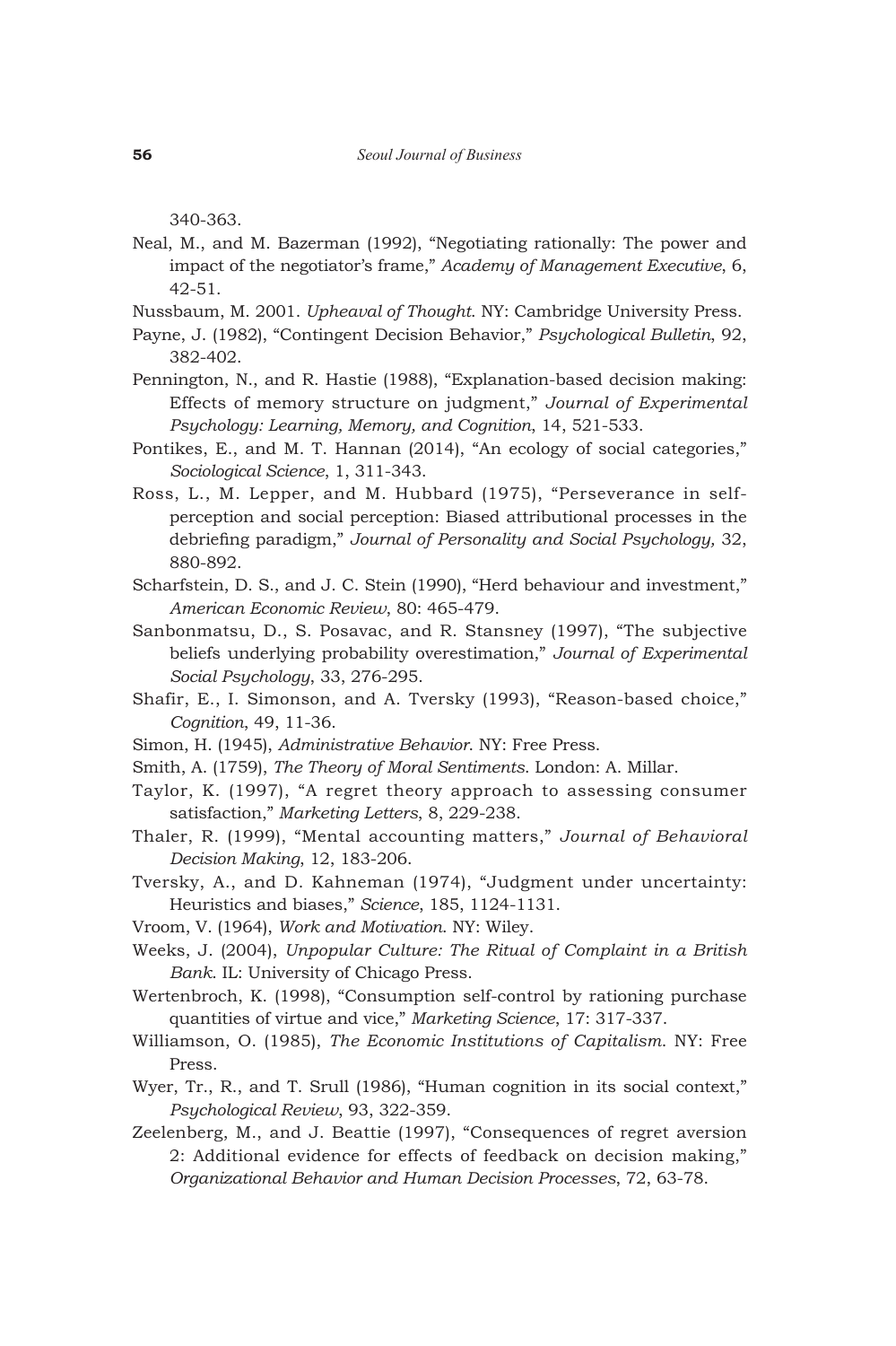340-363.

Neal, M., and M. Bazerman (1992), "Negotiating rationally: The power and impact of the negotiator's frame," *Academy of Management Executive*, 6, 42-51.

Nussbaum, M. 2001. *Upheaval of Thought*. NY: Cambridge University Press.

Payne, J. (1982), "Contingent Decision Behavior," *Psychological Bulletin*, 92, 382-402.

Pennington, N., and R. Hastie (1988), "Explanation-based decision making: Effects of memory structure on judgment," *Journal of Experimental Psychology: Learning, Memory, and Cognition*, 14, 521-533.

Pontikes, E., and M. T. Hannan (2014), "An ecology of social categories," *Sociological Science*, 1, 311-343.

Ross, L., M. Lepper, and M. Hubbard (1975), "Perseverance in self-perception and social perception: Biased attributional processes in the debriefing paradigm," *Journal of Personality and Social Psychology,* 32, 880-892.

Scharfstein, D. S., and J. C. Stein (1990), "Herd behaviour and investment," *American Economic Review*, 80: 465-479.

Sanbonmatsu, D., S. Posavac, and R. Stansney (1997), "The subjective beliefs underlying probability overestimation," *Journal of Experimental Social Psychology*, 33, 276-295.

Shafir, E., I. Simonson, and A. Tversky (1993), "Reason-based choice," *Cognition*, 49, 11-36.

Simon, H. (1945), *Administrative Behavior*. NY: Free Press.

Smith, A. (1759), *The Theory of Moral Sentiments*. London: A. Millar.

Taylor, K. (1997), "A regret theory approach to assessing consumer satisfaction," *Marketing Letters*, 8, 229-238.

Thaler, R. (1999), "Mental accounting matters," *Journal of Behavioral Decision Making*, 12, 183-206.

Tversky, A., and D. Kahneman (1974), "Judgment under uncertainty: Heuristics and biases," *Science*, 185, 1124-1131.

Vroom, V. (1964), *Work and Motivation*. NY: Wiley.

Weeks, J. (2004), *Unpopular Culture: The Ritual of Complaint in a British Bank*. IL: University of Chicago Press.

Wertenbroch, K. (1998), "Consumption self-control by rationing purchase quantities of virtue and vice," *Marketing Science*, 17: 317-337.

Williamson, O. (1985), *The Economic Institutions of Capitalism*. NY: Free Press.

Wyer, Tr., R., and T. Srull (1986), "Human cognition in its social context," *Psychological Review*, 93, 322-359.

Zeelenberg, M., and J. Beattie (1997), "Consequences of regret aversion 2: Additional evidence for effects of feedback on decision making," *Organizational Behavior and Human Decision Processes*, 72, 63-78.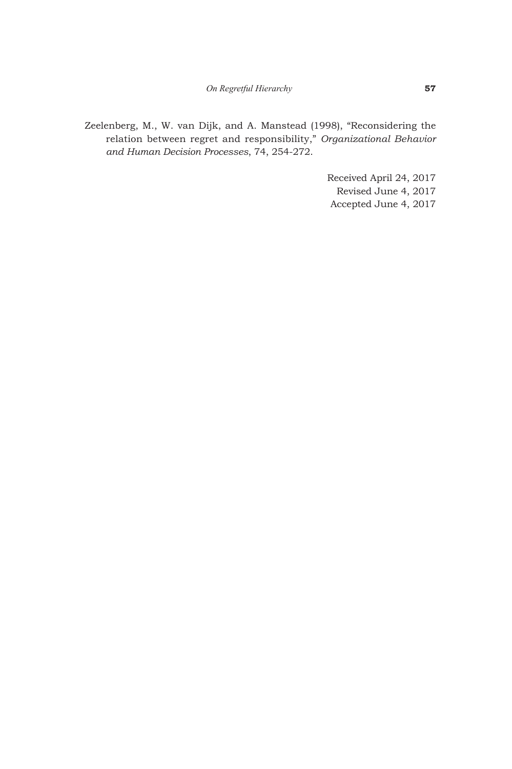Zeelenberg, M., W. van Dijk, and A. Manstead (1998), "Reconsidering the relation between regret and responsibility," *Organizational Behavior and Human Decision Processes*, 74, 254-272.

Received April 24, 2017  
Revised June 4, 2017  
Accepted June 4, 2017